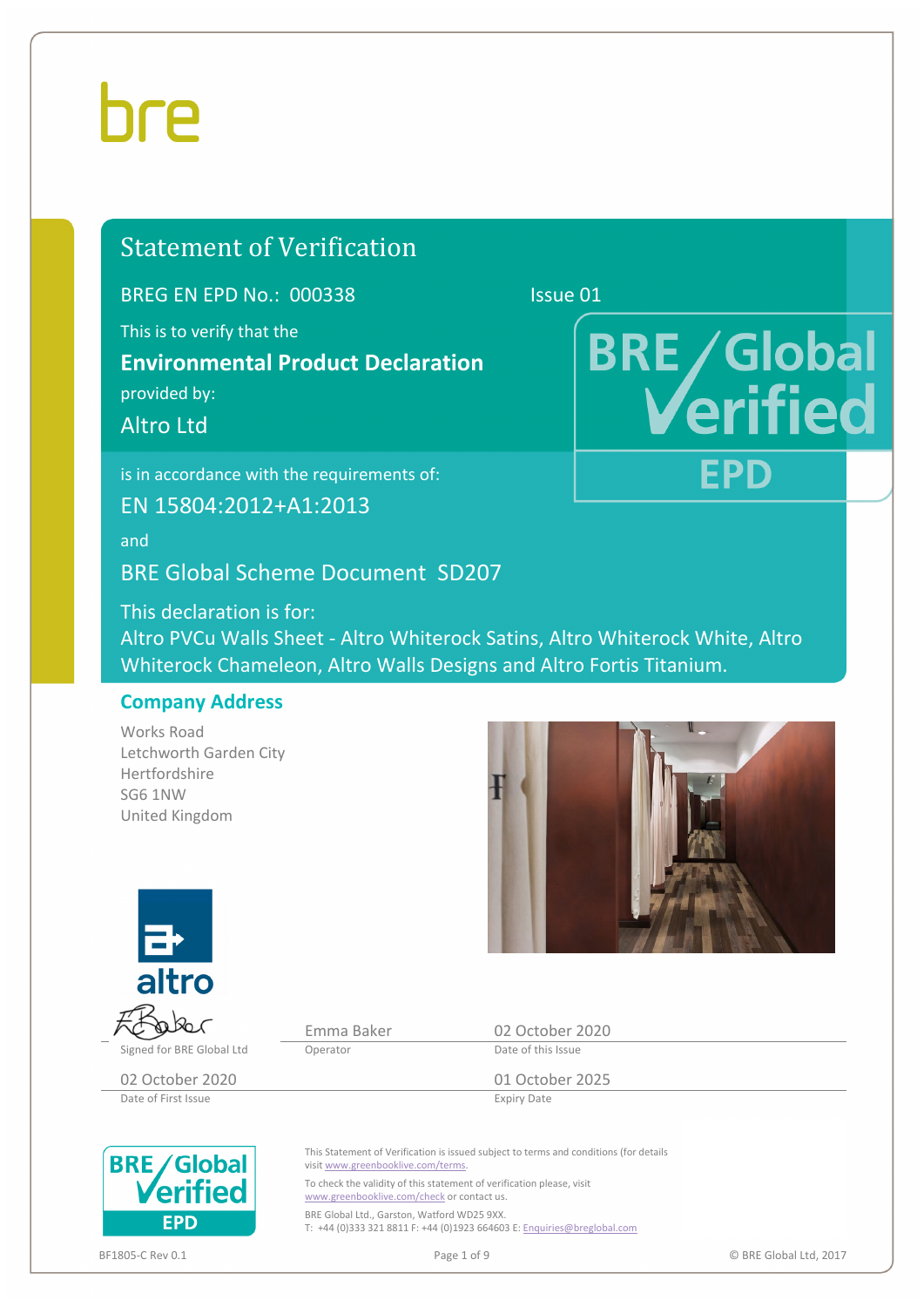# Statement of Verification

BREG EN EPD No.: 000338 Issue 01

This is to verify that the

**Environmental Product Declaration**

provided by:

Altro Ltd

is in accordance with the requirements of:

EN 15804:2012+A1:2013

and

BRE Global Scheme Document SD207

This declaration is for:
Altro PVCu Walls Sheet - Altro Whiterock Satins, Altro Whiterock White, Altro Whiterock Chameleon, Altro Walls Designs and Altro Fortis Titanium.

## Company Address

Works Road
Letchworth Garden City
Hertfordshire
SG6 1NW
United Kingdom

| Signed for BRE Global Ltd | Emma Baker | 02 October 2020 |
|---|---|---|
| | Operator | Date of this Issue |
| 02 October 2020 | | 01 October 2025 |
| Date of First Issue | | Expiry Date |

This Statement of Verification is issued subject to terms and conditions (for details visit www.greenbooklive.com/terms.

To check the validity of this statement of verification please, visit www.greenbooklive.com/check or contact us.

BRE Global Ltd., Garston, Watford WD25 9XX.
T: +44 (0)333 321 8811 F: +44 (0)1923 664603 E: Enquiries@breglobal.com

BF1805-C Rev 0.1

© BRE Global Ltd, 2017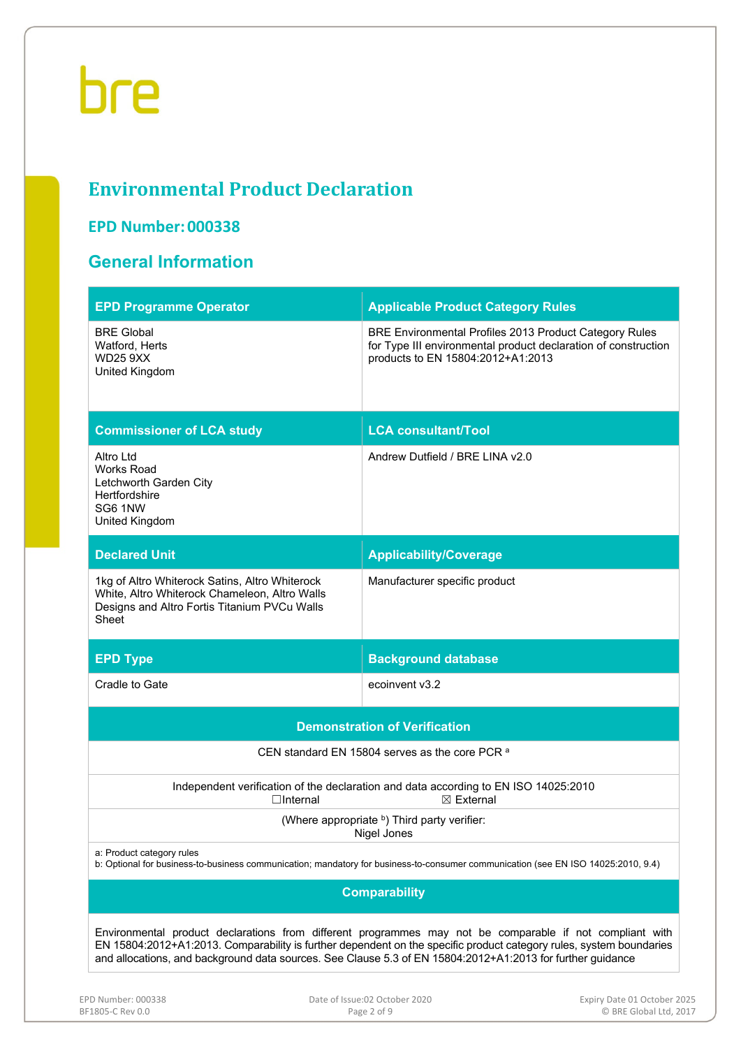bre

# Environmental Product Declaration

## EPD Number: 000338

## General Information

| EPD Programme Operator | Applicable Product Category Rules |
|---|---|
| BRE Global<br>Watford, Herts<br>WD25 9XX<br>United Kingdom | BRE Environmental Profiles 2013 Product Category Rules for Type III environmental product declaration of construction products to EN 15804:2012+A1:2013 |
| **Commissioner of LCA study** | **LCA consultant/Tool** |
| Altro Ltd<br>Works Road<br>Letchworth Garden City<br>Hertfordshire<br>SG6 1NW<br>United Kingdom | Andrew Dutfield / BRE LINA v2.0 |
| **Declared Unit** | **Applicability/Coverage** |
| 1kg of Altro Whiterock Satins, Altro Whiterock White, Altro Whiterock Chameleon, Altro Walls Designs and Altro Fortis Titanium PVCu Walls Sheet | Manufacturer specific product |
| **EPD Type** | **Background database** |
| Cradle to Gate | ecoinvent v3.2 |

| Demonstration of Verification |
|---|
| CEN standard EN 15804 serves as the core PCR [a] |
| Independent verification of the declaration and data according to EN ISO 14025:2010<br>☐Internal ☒ External |
| (Where appropriate [b]) Third party verifier:<br>Nigel Jones |
| a: Product category rules<br>b: Optional for business-to-business communication; mandatory for business-to-consumer communication (see EN ISO 14025:2010, 9.4) |

| Comparability |
|---|
| Environmental product declarations from different programmes may not be comparable if not compliant with EN 15804:2012+A1:2013. Comparability is further dependent on the specific product category rules, system boundaries and allocations, and background data sources. See Clause 5.3 of EN 15804:2012+A1:2013 for further guidance |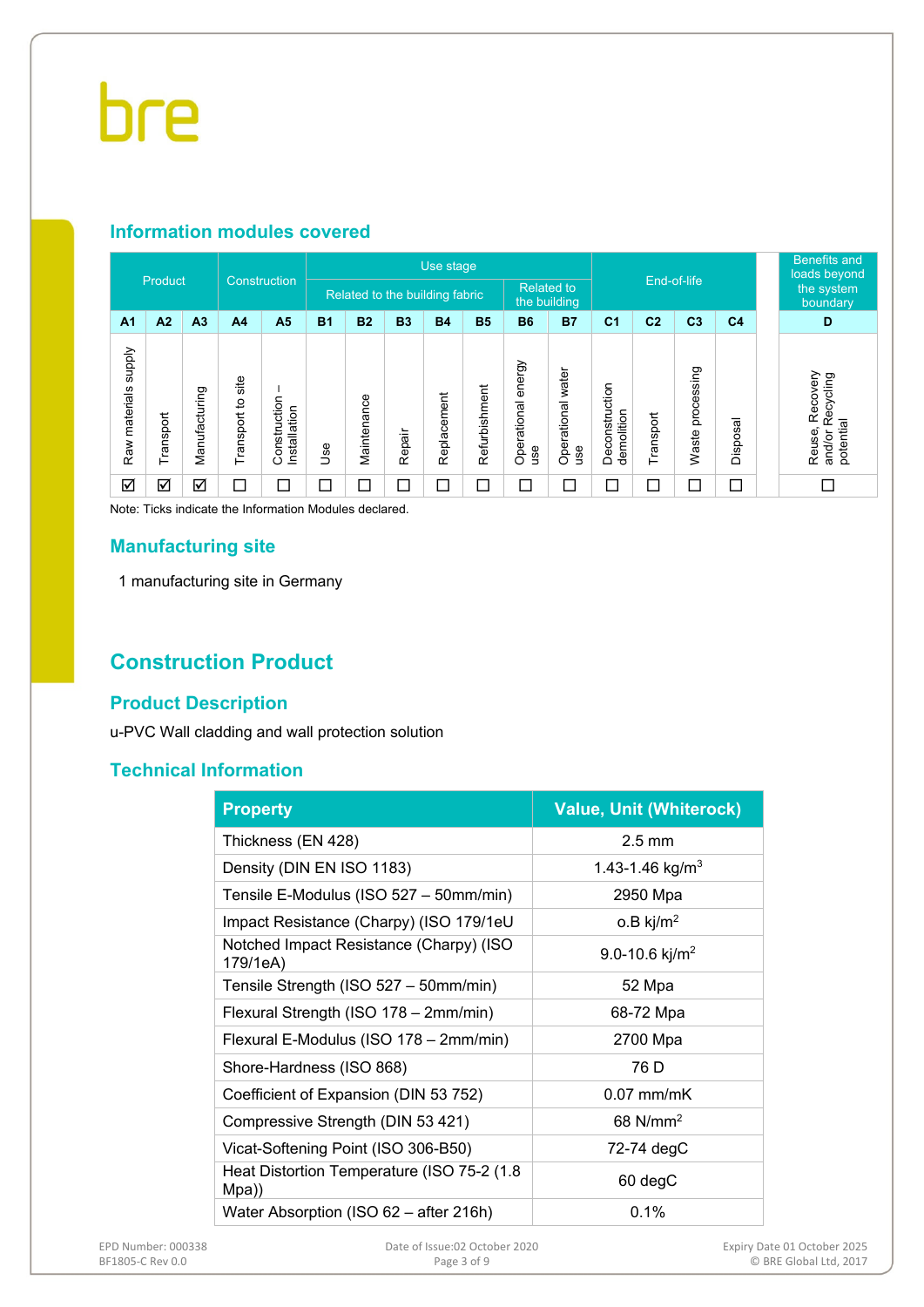## Information modules covered

| Product | | | Construction | | Use stage | | | | | | | End-of-life | | | | | Benefits and loads beyond the system boundary |
|---|---|---|---|---|---|---|---|---|---|---|---|---|---|---|---|---|---|
| | | | | | Related to the building fabric | | | | | Related to the building | | | | | | | |
| A1 | A2 | A3 | A4 | A5 | B1 | B2 | B3 | B4 | B5 | B6 | B7 | C1 | C2 | C3 | C4 | | D |
| Raw materials supply | Transport | Manufacturing | Transport to site | Construction – Installation | Use | Maintenance | Repair | Replacement | Refurbishment | Operational energy use | Operational water use | Deconstruction demolition | Transport | Waste processing | Disposal | | Reuse, Recovery and/or Recycling potential |
| ☑ | ☑ | ☑ | ☐ | ☐ | ☐ | ☐ | ☐ | ☐ | ☐ | ☐ | ☐ | ☐ | ☐ | ☐ | ☐ | | ☐ |

Note: Ticks indicate the Information Modules declared.

## Manufacturing site

1 manufacturing site in Germany

# Construction Product

## Product Description

u-PVC Wall cladding and wall protection solution

## Technical Information

| Property | Value, Unit (Whiterock) |
|---|---|
| Thickness (EN 428) | 2.5 mm |
| Density (DIN EN ISO 1183) | 1.43-1.46 kg/m$^3$ |
| Tensile E-Modulus (ISO 527 – 50mm/min) | 2950 Mpa |
| Impact Resistance (Charpy) (ISO 179/1eU | o.B kj/m$^2$ |
| Notched Impact Resistance (Charpy) (ISO 179/1eA) | 9.0-10.6 kj/m$^2$ |
| Tensile Strength (ISO 527 – 50mm/min) | 52 Mpa |
| Flexural Strength (ISO 178 – 2mm/min) | 68-72 Mpa |
| Flexural E-Modulus (ISO 178 – 2mm/min) | 2700 Mpa |
| Shore-Hardness (ISO 868) | 76 D |
| Coefficient of Expansion (DIN 53 752) | 0.07 mm/mK |
| Compressive Strength (DIN 53 421) | 68 N/mm$^2$ |
| Vicat-Softening Point (ISO 306-B50) | 72-74 degC |
| Heat Distortion Temperature (ISO 75-2 (1.8 Mpa)) | 60 degC |
| Water Absorption (ISO 62 – after 216h) | 0.1% |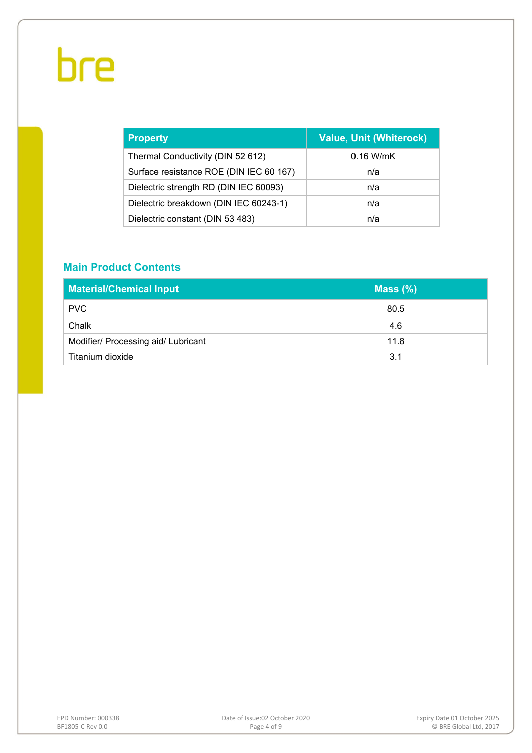| Property | Value, Unit (Whiterock) |
| --- | --- |
| Thermal Conductivity (DIN 52 612) | 0.16 W/mK |
| Surface resistance ROE (DIN IEC 60 167) | n/a |
| Dielectric strength RD (DIN IEC 60093) | n/a |
| Dielectric breakdown (DIN IEC 60243-1) | n/a |
| Dielectric constant (DIN 53 483) | n/a |

## Main Product Contents

| Material/Chemical Input | Mass (%) |
| --- | --- |
| PVC | 80.5 |
| Chalk | 4.6 |
| Modifier/ Processing aid/ Lubricant | 11.8 |
| Titanium dioxide | 3.1 |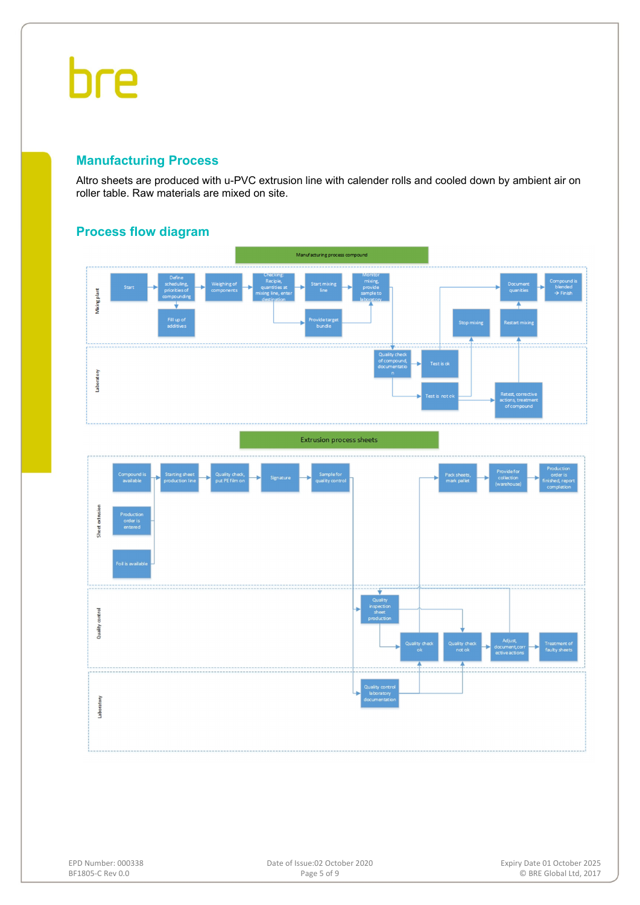## Manufacturing Process

Altro sheets are produced with u-PVC extrusion line with calender rolls and cooled down by ambient air on roller table. Raw materials are mixed on site.

## Process flow diagram

**Manufacturing process compound**

*Mixing plant*

- Start
- Define scheduling, priorities of compounding
- Fill up of additives
- Weighing of components
- Checking: Recipie, quantities at mixing line, enter destination
- Start mixing line
- Provide target bundle
- Monitor mixing, provide sample to laboratory
- Stop mixing
- Restart mixing
- Document quantities
- Compound is blended → Finish

*Laboratory*

- Quality check of compound, documentation
- Test is ok
- Test is not ok
- Retest, corrective actions, treatment of compound

**Extrusion process sheets**

*Sheet extrusion*

- Compound is available
- Production order is entered
- Foil is available
- Starting sheet production line
- Quality check, put PE film on
- Signature
- Sample for quality control
- Pack sheets, mark pallet
- Provide for collection (warehouse)
- Production order is finished, report completion

*Quality control*

- Quality inspection sheet production
- Quality check ok
- Quality check not ok
- Adjust, document, corrective actions
- Treatment of faulty sheets

*Laboratory*

- Quality control laboratory documentation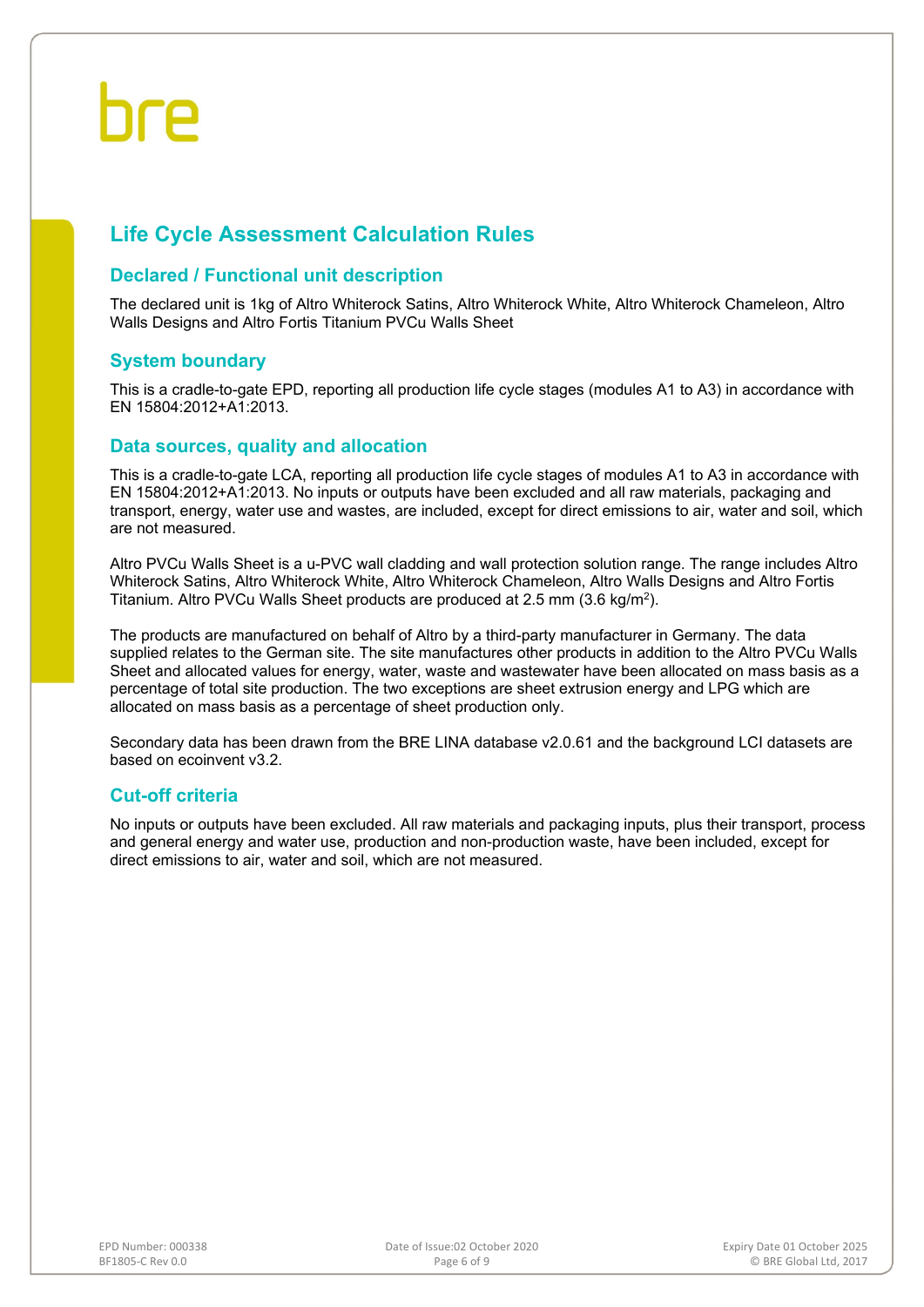# Life Cycle Assessment Calculation Rules

## Declared / Functional unit description

The declared unit is 1kg of Altro Whiterock Satins, Altro Whiterock White, Altro Whiterock Chameleon, Altro Walls Designs and Altro Fortis Titanium PVCu Walls Sheet

## System boundary

This is a cradle-to-gate EPD, reporting all production life cycle stages (modules A1 to A3) in accordance with EN 15804:2012+A1:2013.

## Data sources, quality and allocation

This is a cradle-to-gate LCA, reporting all production life cycle stages of modules A1 to A3 in accordance with EN 15804:2012+A1:2013. No inputs or outputs have been excluded and all raw materials, packaging and transport, energy, water use and wastes, are included, except for direct emissions to air, water and soil, which are not measured.

Altro PVCu Walls Sheet is a u-PVC wall cladding and wall protection solution range. The range includes Altro Whiterock Satins, Altro Whiterock White, Altro Whiterock Chameleon, Altro Walls Designs and Altro Fortis Titanium. Altro PVCu Walls Sheet products are produced at 2.5 mm (3.6 kg/m$^2$).

The products are manufactured on behalf of Altro by a third-party manufacturer in Germany. The data supplied relates to the German site. The site manufactures other products in addition to the Altro PVCu Walls Sheet and allocated values for energy, water, waste and wastewater have been allocated on mass basis as a percentage of total site production. The two exceptions are sheet extrusion energy and LPG which are allocated on mass basis as a percentage of sheet production only.

Secondary data has been drawn from the BRE LINA database v2.0.61 and the background LCI datasets are based on ecoinvent v3.2.

## Cut-off criteria

No inputs or outputs have been excluded. All raw materials and packaging inputs, plus their transport, process and general energy and water use, production and non-production waste, have been included, except for direct emissions to air, water and soil, which are not measured.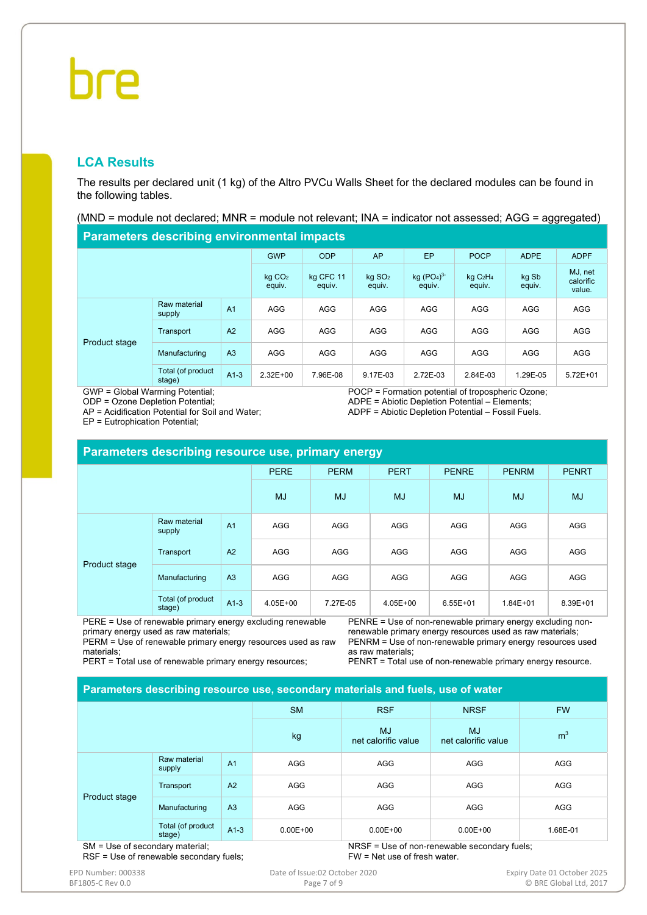## LCA Results

The results per declared unit (1 kg) of the Altro PVCu Walls Sheet for the declared modules can be found in the following tables.

(MND = module not declared; MNR = module not relevant; INA = indicator not assessed; AGG = aggregated)

**Parameters describing environmental impacts**

| | | | GWP | ODP | AP | EP | POCP | ADPE | ADPF |
|---|---|---|---|---|---|---|---|---|---|
| | | | kg $CO_2$ equiv. | kg CFC 11 equiv. | kg $SO_2$ equiv. | kg $(PO_4)^{3-}$ equiv. | kg $C_2H_4$ equiv. | kg Sb equiv. | MJ, net calorific value. |
| Product stage | Raw material supply | A1 | AGG | AGG | AGG | AGG | AGG | AGG | AGG |
| | Transport | A2 | AGG | AGG | AGG | AGG | AGG | AGG | AGG |
| | Manufacturing | A3 | AGG | AGG | AGG | AGG | AGG | AGG | AGG |
| | Total (of product stage) | A1-3 | 2.32E+00 | 7.96E-08 | 9.17E-03 | 2.72E-03 | 2.84E-03 | 1.29E-05 | 5.72E+01 |

GWP = Global Warming Potential;
ODP = Ozone Depletion Potential;
AP = Acidification Potential for Soil and Water;
EP = Eutrophication Potential;
POCP = Formation potential of tropospheric Ozone;
ADPE = Abiotic Depletion Potential – Elements;
ADPF = Abiotic Depletion Potential – Fossil Fuels.

**Parameters describing resource use, primary energy**

| | | | PERE | PERM | PERT | PENRE | PENRM | PENRT |
|---|---|---|---|---|---|---|---|---|
| | | | MJ | MJ | MJ | MJ | MJ | MJ |
| Product stage | Raw material supply | A1 | AGG | AGG | AGG | AGG | AGG | AGG |
| | Transport | A2 | AGG | AGG | AGG | AGG | AGG | AGG |
| | Manufacturing | A3 | AGG | AGG | AGG | AGG | AGG | AGG |
| | Total (of product stage) | A1-3 | 4.05E+00 | 7.27E-05 | 4.05E+00 | 6.55E+01 | 1.84E+01 | 8.39E+01 |

PERE = Use of renewable primary energy excluding renewable primary energy used as raw materials;
PERM = Use of renewable primary energy resources used as raw materials;
PERT = Total use of renewable primary energy resources;
PENRE = Use of non-renewable primary energy excluding non-renewable primary energy resources used as raw materials;
PENRM = Use of non-renewable primary energy resources used as raw materials;
PENRT = Total use of non-renewable primary energy resource.

**Parameters describing resource use, secondary materials and fuels, use of water**

| | | | SM | RSF | NRSF | FW |
|---|---|---|---|---|---|---|
| | | | kg | MJ net calorific value | MJ net calorific value | $m^3$ |
| Product stage | Raw material supply | A1 | AGG | AGG | AGG | AGG |
| | Transport | A2 | AGG | AGG | AGG | AGG |
| | Manufacturing | A3 | AGG | AGG | AGG | AGG |
| | Total (of product stage) | A1-3 | 0.00E+00 | 0.00E+00 | 0.00E+00 | 1.68E-01 |

SM = Use of secondary material;
RSF = Use of renewable secondary fuels;
NRSF = Use of non-renewable secondary fuels;
FW = Net use of fresh water.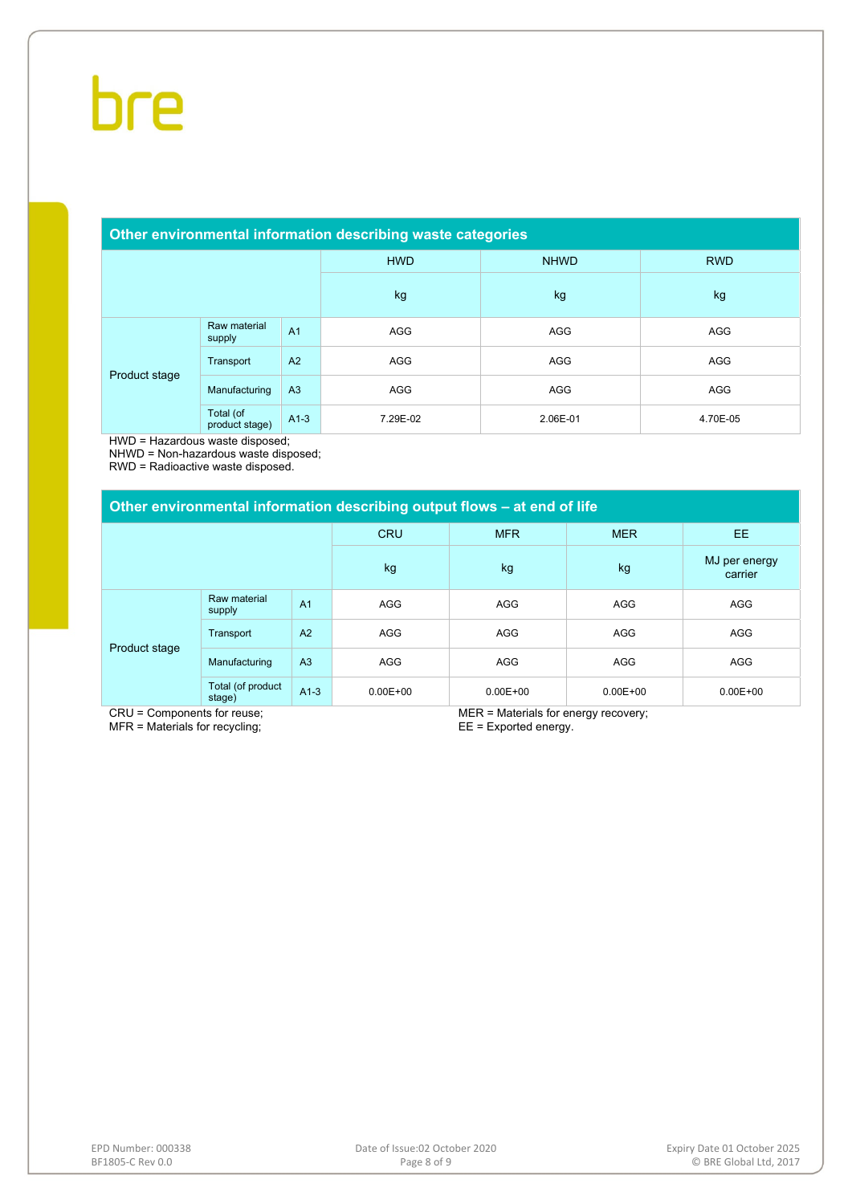## Other environmental information describing waste categories

| | | | HWD | NHWD | RWD |
|---|---|---|---|---|---|
| | | | kg | kg | kg |
| Product stage | Raw material supply | A1 | AGG | AGG | AGG |
| | Transport | A2 | AGG | AGG | AGG |
| | Manufacturing | A3 | AGG | AGG | AGG |
| | Total (of product stage) | A1-3 | 7.29E-02 | 2.06E-01 | 4.70E-05 |

HWD = Hazardous waste disposed;
NHWD = Non-hazardous waste disposed;
RWD = Radioactive waste disposed.

## Other environmental information describing output flows – at end of life

| | | | CRU | MFR | MER | EE |
|---|---|---|---|---|---|---|
| | | | kg | kg | kg | MJ per energy carrier |
| Product stage | Raw material supply | A1 | AGG | AGG | AGG | AGG |
| | Transport | A2 | AGG | AGG | AGG | AGG |
| | Manufacturing | A3 | AGG | AGG | AGG | AGG |
| | Total (of product stage) | A1-3 | 0.00E+00 | 0.00E+00 | 0.00E+00 | 0.00E+00 |

CRU = Components for reuse;
MFR = Materials for recycling;
MER = Materials for energy recovery;
EE = Exported energy.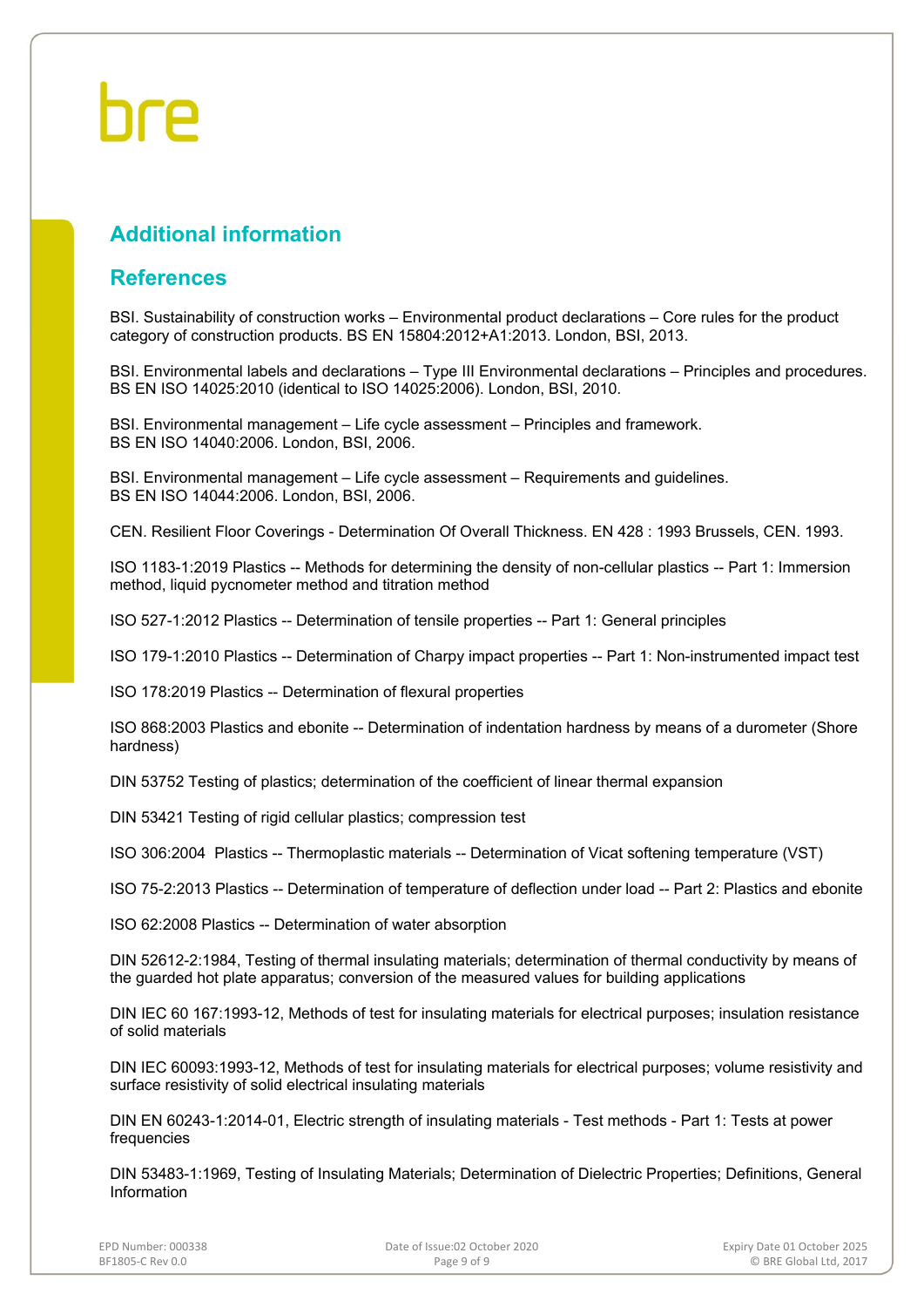## Additional information

## References

BSI. Sustainability of construction works – Environmental product declarations – Core rules for the product category of construction products. BS EN 15804:2012+A1:2013. London, BSI, 2013.

BSI. Environmental labels and declarations – Type III Environmental declarations – Principles and procedures. BS EN ISO 14025:2010 (identical to ISO 14025:2006). London, BSI, 2010.

BSI. Environmental management – Life cycle assessment – Principles and framework. BS EN ISO 14040:2006. London, BSI, 2006.

BSI. Environmental management – Life cycle assessment – Requirements and guidelines. BS EN ISO 14044:2006. London, BSI, 2006.

CEN. Resilient Floor Coverings - Determination Of Overall Thickness. EN 428 : 1993 Brussels, CEN. 1993.

ISO 1183-1:2019 Plastics -- Methods for determining the density of non-cellular plastics -- Part 1: Immersion method, liquid pycnometer method and titration method

ISO 527-1:2012 Plastics -- Determination of tensile properties -- Part 1: General principles

ISO 179-1:2010 Plastics -- Determination of Charpy impact properties -- Part 1: Non-instrumented impact test

ISO 178:2019 Plastics -- Determination of flexural properties

ISO 868:2003 Plastics and ebonite -- Determination of indentation hardness by means of a durometer (Shore hardness)

DIN 53752 Testing of plastics; determination of the coefficient of linear thermal expansion

DIN 53421 Testing of rigid cellular plastics; compression test

ISO 306:2004 Plastics -- Thermoplastic materials -- Determination of Vicat softening temperature (VST)

ISO 75-2:2013 Plastics -- Determination of temperature of deflection under load -- Part 2: Plastics and ebonite

ISO 62:2008 Plastics -- Determination of water absorption

DIN 52612-2:1984, Testing of thermal insulating materials; determination of thermal conductivity by means of the guarded hot plate apparatus; conversion of the measured values for building applications

DIN IEC 60 167:1993-12, Methods of test for insulating materials for electrical purposes; insulation resistance of solid materials

DIN IEC 60093:1993-12, Methods of test for insulating materials for electrical purposes; volume resistivity and surface resistivity of solid electrical insulating materials

DIN EN 60243-1:2014-01, Electric strength of insulating materials - Test methods - Part 1: Tests at power frequencies

DIN 53483-1:1969, Testing of Insulating Materials; Determination of Dielectric Properties; Definitions, General Information